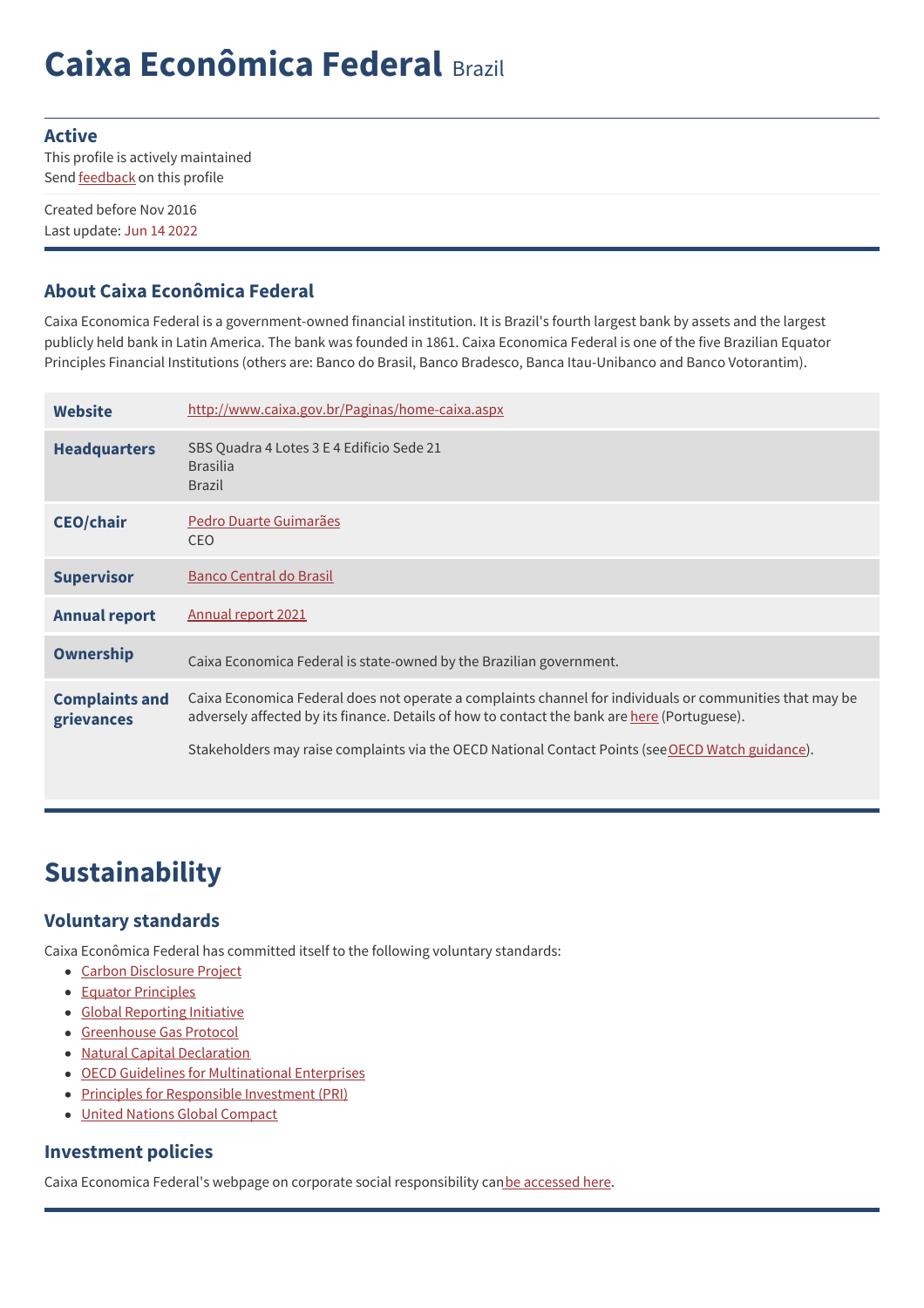# Caixa Econômica Federal Brazil

**Active**

This profile is actively maintained

Send feedback on this profile

Created before Nov 2016

Last update: Jun 14 2022

## About Caixa Econômica Federal

Caixa Economica Federal is a government-owned financial institution. It is Brazil's fourth largest bank by assets and the largest publicly held bank in Latin America. The bank was founded in 1861. Caixa Economica Federal is one of the five Brazilian Equator Principles Financial Institutions (others are: Banco do Brasil, Banco Bradesco, Banca Itau-Unibanco and Banco Votorantim).

| | |
|---|---|
| **Website** | http://www.caixa.gov.br/Paginas/home-caixa.aspx |
| **Headquarters** | SBS Quadra 4 Lotes 3 E 4 Edificio Sede 21<br>Brasilia<br>Brazil |
| **CEO/chair** | Pedro Duarte Guimarães<br>CEO |
| **Supervisor** | Banco Central do Brasil |
| **Annual report** | Annual report 2021 |
| **Ownership** | Caixa Economica Federal is state-owned by the Brazilian government. |
| **Complaints and grievances** | Caixa Economica Federal does not operate a complaints channel for individuals or communities that may be adversely affected by its finance. Details of how to contact the bank are here (Portuguese).<br><br>Stakeholders may raise complaints via the OECD National Contact Points (see OECD Watch guidance). |

# Sustainability

## Voluntary standards

Caixa Econômica Federal has committed itself to the following voluntary standards:

- Carbon Disclosure Project
- Equator Principles
- Global Reporting Initiative
- Greenhouse Gas Protocol
- Natural Capital Declaration
- OECD Guidelines for Multinational Enterprises
- Principles for Responsible Investment (PRI)
- United Nations Global Compact

## Investment policies

Caixa Economica Federal's webpage on corporate social responsibility can be accessed here.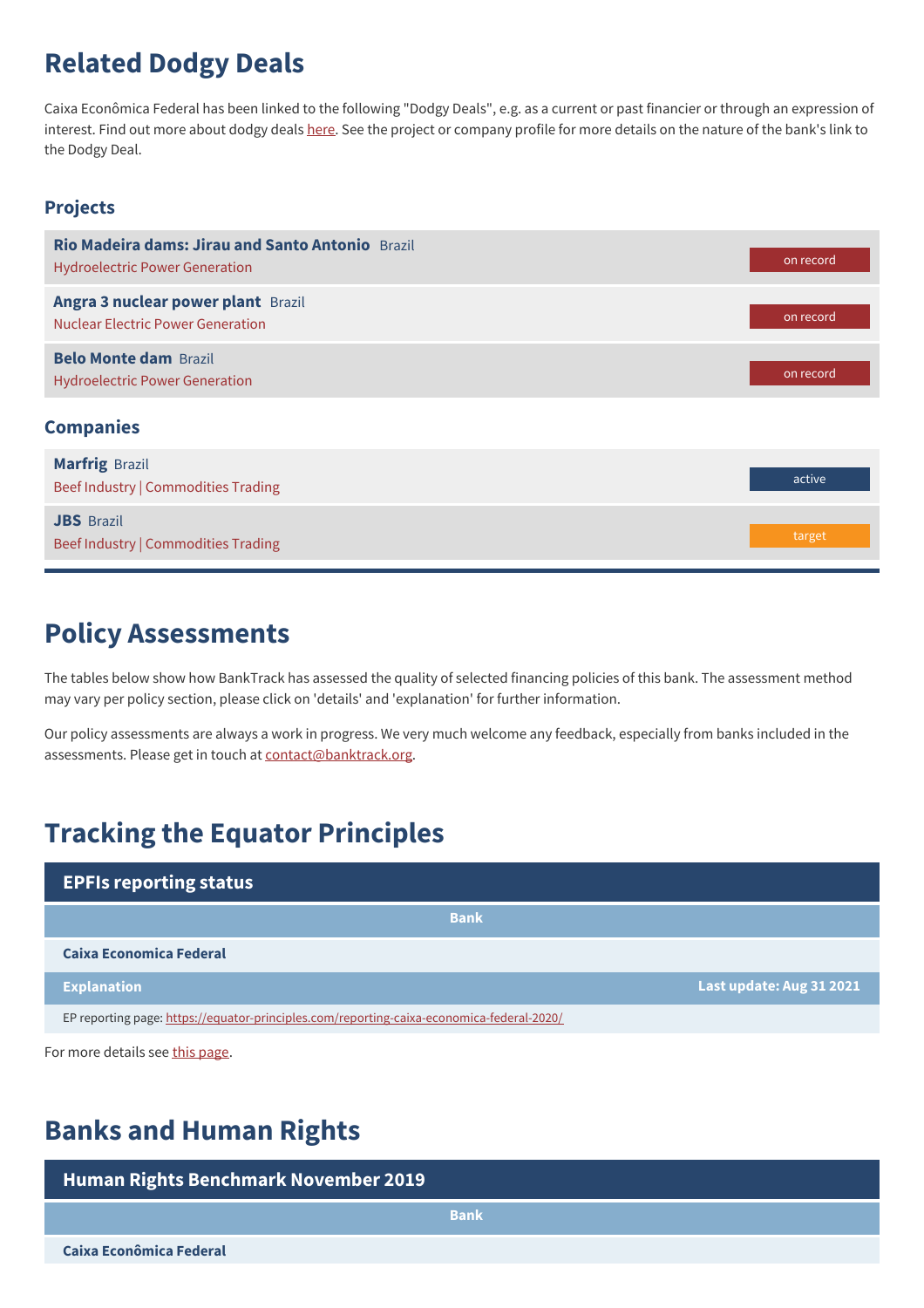## Related Dodgy Deals

Caixa Econômica Federal has been linked to the following "Dodgy Deals", e.g. as a current or past financier or through an expression of interest. Find out more about dodgy deals here. See the project or company profile for more details on the nature of the bank's link to the Dodgy Deal.

### Projects

| Project | Status |
|---|---|
| **Rio Madeira dams: Jirau and Santo Antonio** Brazil<br>Hydroelectric Power Generation | on record |
| **Angra 3 nuclear power plant** Brazil<br>Nuclear Electric Power Generation | on record |
| **Belo Monte dam** Brazil<br>Hydroelectric Power Generation | on record |

### Companies

| Company | Status |
|---|---|
| **Marfrig** Brazil<br>Beef Industry \| Commodities Trading | active |
| **JBS** Brazil<br>Beef Industry \| Commodities Trading | target |

## Policy Assessments

The tables below show how BankTrack has assessed the quality of selected financing policies of this bank. The assessment method may vary per policy section, please click on 'details' and 'explanation' for further information.

Our policy assessments are always a work in progress. We very much welcome any feedback, especially from banks included in the assessments. Please get in touch at contact@banktrack.org.

## Tracking the Equator Principles

| EPFIs reporting status | |
|---|---|
| **Bank** | |
| **Caixa Economica Federal** | |
| **Explanation** | **Last update: Aug 31 2021** |
| EP reporting page: https://equator-principles.com/reporting-caixa-economica-federal-2020/ | |

For more details see this page.

## Banks and Human Rights

| Human Rights Benchmark November 2019 |
|---|
| **Bank** |
| **Caixa Econômica Federal** |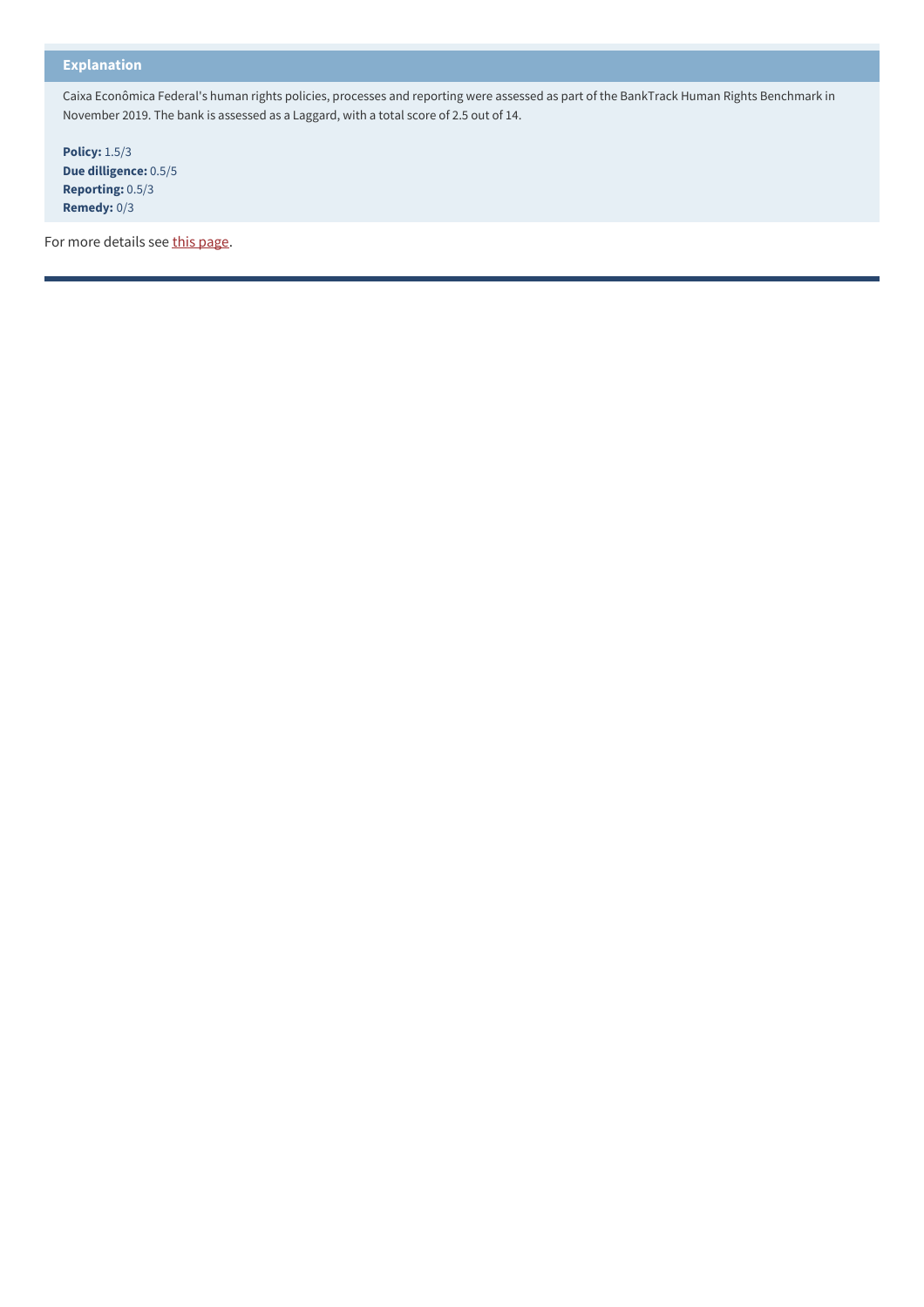## Explanation

Caixa Econômica Federal's human rights policies, processes and reporting were assessed as part of the BankTrack Human Rights Benchmark in November 2019. The bank is assessed as a Laggard, with a total score of 2.5 out of 14.

**Policy:** 1.5/3
**Due dilligence:** 0.5/5
**Reporting:** 0.5/3
**Remedy:** 0/3

For more details see this page.